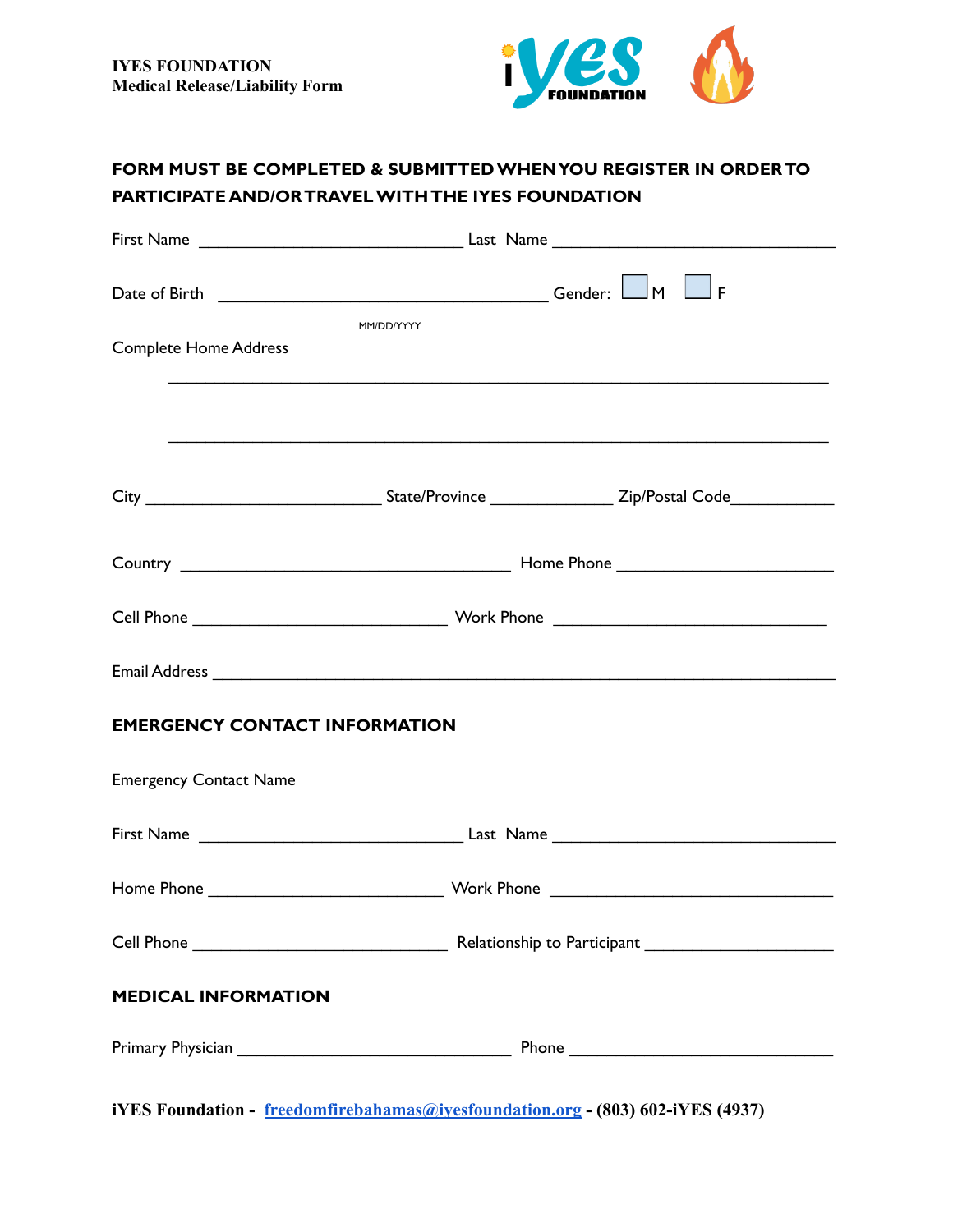**IYES FOUNDATION**
**Medical Release/Liability Form**

**FORM MUST BE COMPLETED & SUBMITTED WHEN YOU REGISTER IN ORDER TO PARTICIPATE AND/OR TRAVEL WITH THE IYES FOUNDATION**

First Name ______________________________ Last Name ________________________________

Date of Birth _____________________________________ Gender: ☐ M ☐ F

MM/DD/YYYY

Complete Home Address

___________________________________________________________________________

___________________________________________________________________________

City __________________________ State/Province _____________ Zip/Postal Code____________

Country _____________________________________ Home Phone ________________________

Cell Phone ____________________________ Work Phone _______________________________

Email Address ____________________________________________________________________

**EMERGENCY CONTACT INFORMATION**

Emergency Contact Name

First Name ______________________________ Last Name ________________________________

Home Phone __________________________ Work Phone ________________________________

Cell Phone ____________________________ Relationship to Participant ____________________

**MEDICAL INFORMATION**

Primary Physician _______________________________ Phone _____________________________

**iYES Foundation - freedomfirebahamas@iyesfoundation.org - (803) 602-iYES (4937)**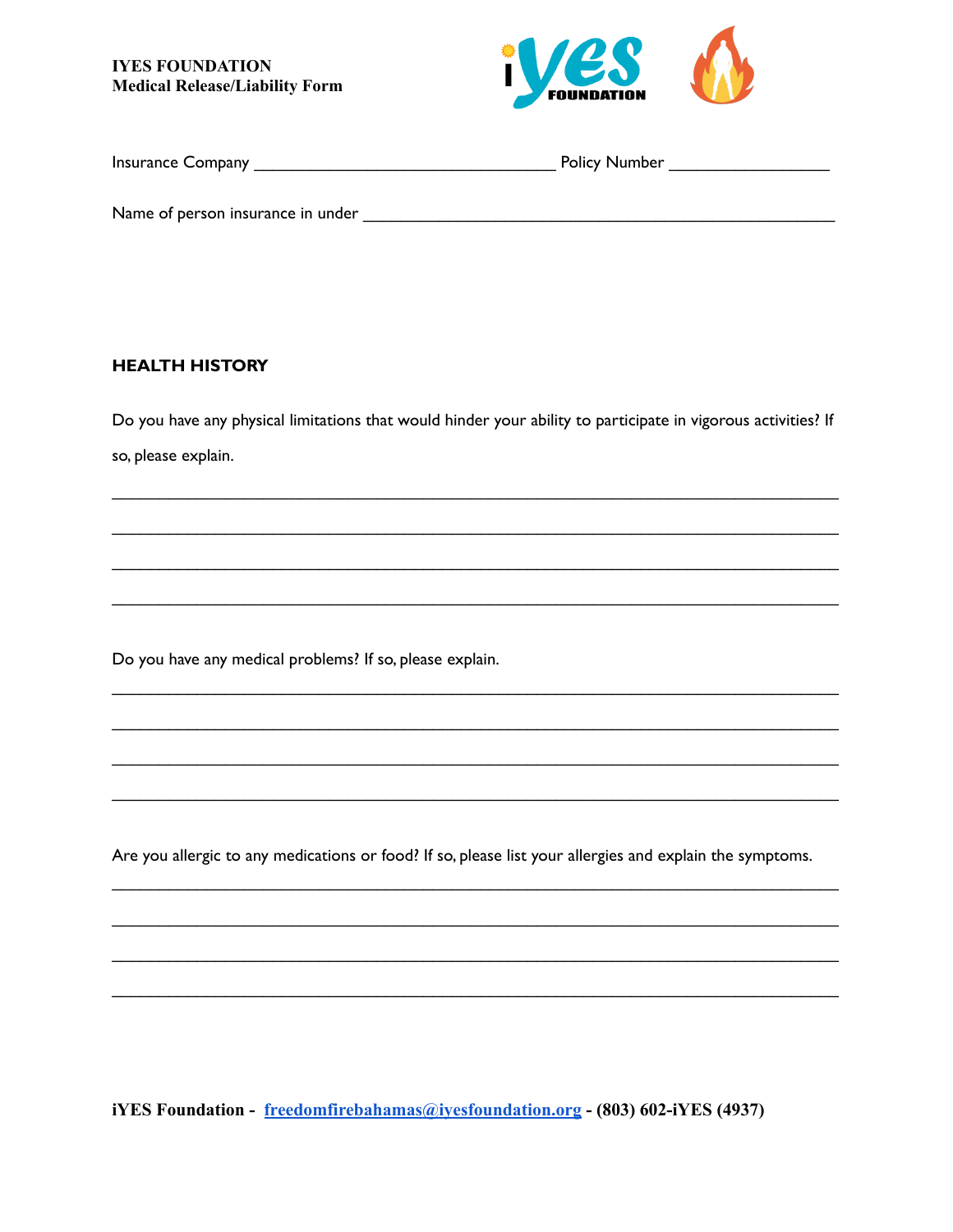**IYES FOUNDATION**
**Medical Release/Liability Form**

Insurance Company ________________________________ Policy Number _________________

Name of person insurance in under __________________________________________________

**HEALTH HISTORY**

Do you have any physical limitations that would hinder your ability to participate in vigorous activities? If so, please explain.

_____________________________________________________________________________

_____________________________________________________________________________

_____________________________________________________________________________

_____________________________________________________________________________

Do you have any medical problems? If so, please explain.

_____________________________________________________________________________

_____________________________________________________________________________

_____________________________________________________________________________

_____________________________________________________________________________

Are you allergic to any medications or food? If so, please list your allergies and explain the symptoms.

_____________________________________________________________________________

_____________________________________________________________________________

_____________________________________________________________________________

_____________________________________________________________________________

**iYES Foundation - [freedomfirebahamas@iyesfoundation.org](mailto:freedomfirebahamas@iyesfoundation.org) - (803) 602-iYES (4937)**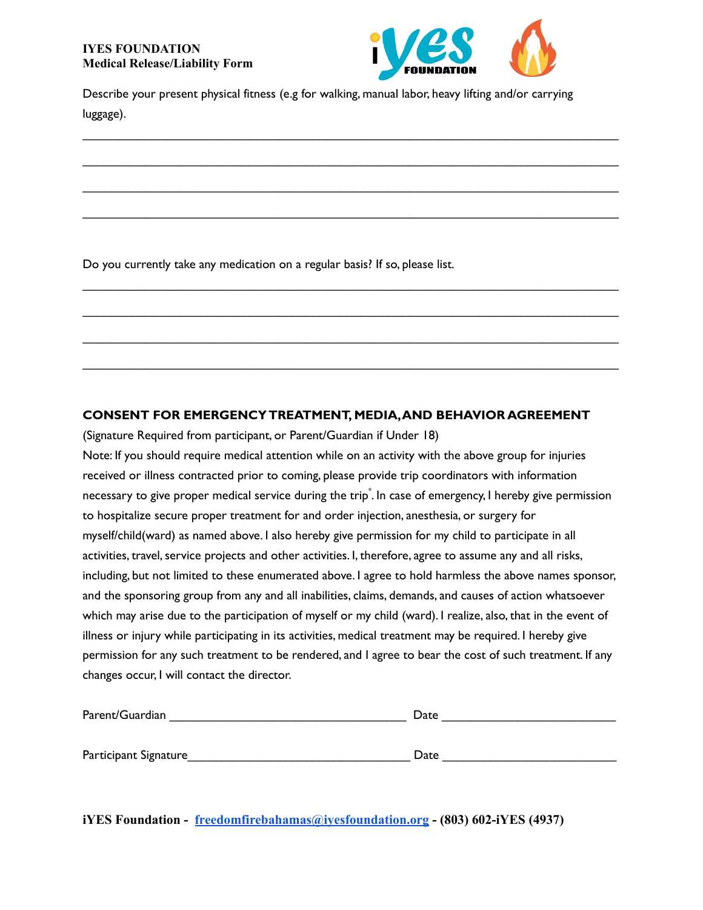**IYES FOUNDATION**
**Medical Release/Liability Form**

Describe your present physical fitness (e.g for walking, manual labor, heavy lifting and/or carrying luggage).

_______________________________________________________________________________

_______________________________________________________________________________

_______________________________________________________________________________

_______________________________________________________________________________

Do you currently take any medication on a regular basis? If so, please list.

_______________________________________________________________________________

_______________________________________________________________________________

_______________________________________________________________________________

_______________________________________________________________________________

**CONSENT FOR EMERGENCY TREATMENT, MEDIA, AND BEHAVIOR AGREEMENT**

(Signature Required from participant, or Parent/Guardian if Under 18)

Note: If you should require medical attention while on an activity with the above group for injuries received or illness contracted prior to coming, please provide trip coordinators with information necessary to give proper medical service during the trip*. In case of emergency, I hereby give permission to hospitalize secure proper treatment for and order injection, anesthesia, or surgery for myself/child(ward) as named above. I also hereby give permission for my child to participate in all activities, travel, service projects and other activities. I, therefore, agree to assume any and all risks, including, but not limited to these enumerated above. I agree to hold harmless the above names sponsor, and the sponsoring group from any and all inabilities, claims, demands, and causes of action whatsoever which may arise due to the participation of myself or my child (ward). I realize, also, that in the event of illness or injury while participating in its activities, medical treatment may be required. I hereby give permission for any such treatment to be rendered, and I agree to bear the cost of such treatment. If any changes occur, I will contact the director.

Parent/Guardian ___________________________________ Date ________________________

Participant Signature________________________________ Date ________________________

**iYES Foundation - [freedomfirebahamas@iyesfoundation.org](mailto:freedomfirebahamas@iyesfoundation.org) - (803) 602-iYES (4937)**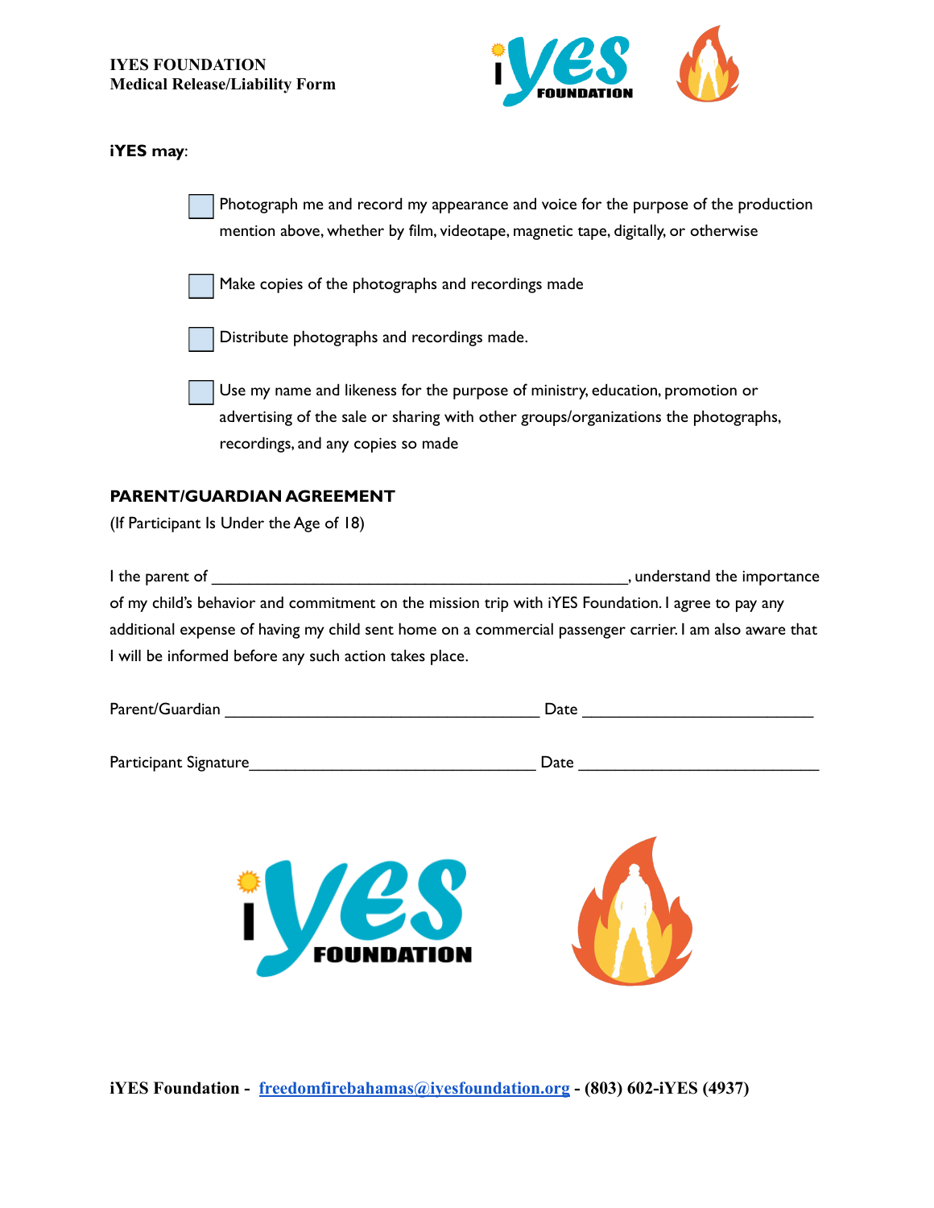**iYES may**:

- ☐ Photograph me and record my appearance and voice for the purpose of the production mention above, whether by film, videotape, magnetic tape, digitally, or otherwise
- ☐ Make copies of the photographs and recordings made
- ☐ Distribute photographs and recordings made.
- ☐ Use my name and likeness for the purpose of ministry, education, promotion or advertising of the sale or sharing with other groups/organizations the photographs, recordings, and any copies so made

## PARENT/GUARDIAN AGREEMENT

(If Participant Is Under the Age of 18)

I the parent of ________________________________________________, understand the importance of my child's behavior and commitment on the mission trip with iYES Foundation. I agree to pay any additional expense of having my child sent home on a commercial passenger carrier. I am also aware that I will be informed before any such action takes place.

Parent/Guardian ____________________________________ Date __________________________

Participant Signature________________________________ Date ___________________________

**iYES Foundation - freedomfirebahamas@iyesfoundation.org - (803) 602-iYES (4937)**